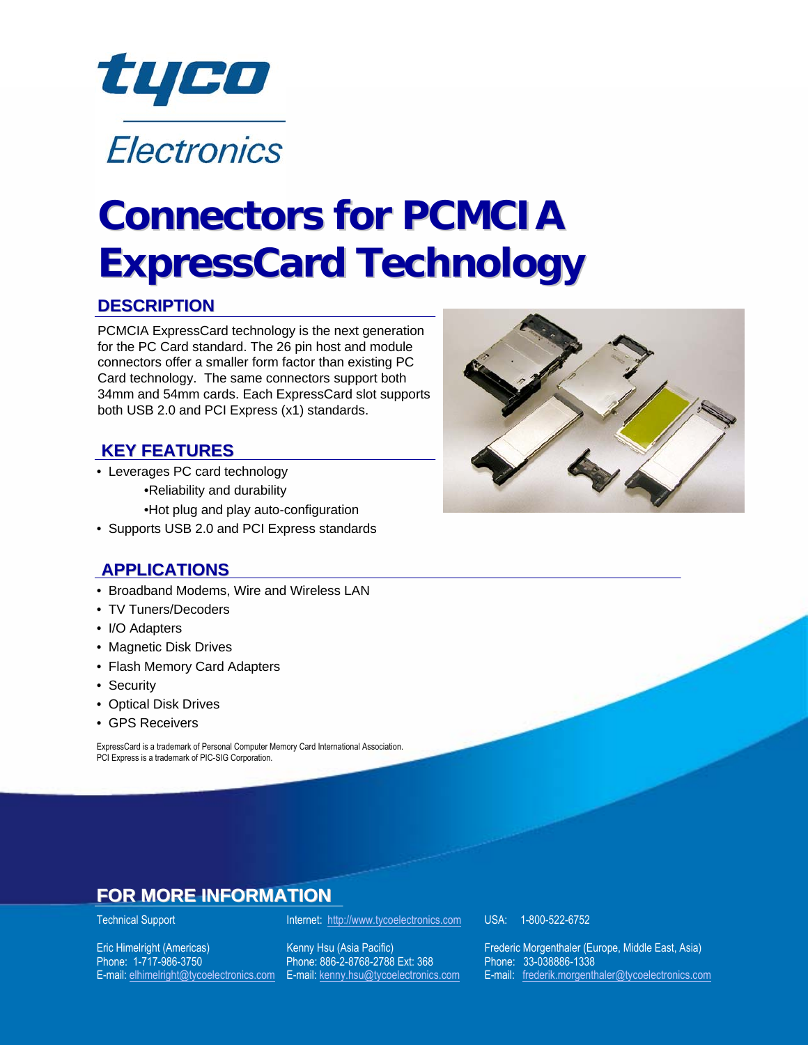tyco

Electronics

# Connectors for PCMCIA ExpressCard Technology

## DESCRIPTION

PCMCIA ExpressCard technology is the next generation for the PC Card standard. The 26 pin host and module connectors offer a smaller form factor than existing PC Card technology. The same connectors support both 34mm and 54mm cards. Each ExpressCard slot supports both USB 2.0 and PCI Express (x1) standards.

## KEY FEATURES

- Leverages PC card technology
  - Reliability and durability
  - Hot plug and play auto-configuration
- Supports USB 2.0 and PCI Express standards

## APPLICATIONS

- Broadband Modems, Wire and Wireless LAN
- TV Tuners/Decoders
- I/O Adapters
- Magnetic Disk Drives
- Flash Memory Card Adapters
- Security
- Optical Disk Drives
- GPS Receivers

ExpressCard is a trademark of Personal Computer Memory Card International Association.
PCI Express is a trademark of PIC-SIG Corporation.

## FOR MORE INFORMATION

Technical Support

Internet: http://www.tycoelectronics.com

USA: 1-800-522-6752

Eric Himelright (Americas)
Phone: 1-717-986-3750
E-mail: elhimelright@tycoelectronics.com

Kenny Hsu (Asia Pacific)
Phone: 886-2-8768-2788 Ext: 368
E-mail: kenny.hsu@tycoelectronics.com

Frederic Morgenthaler (Europe, Middle East, Asia)
Phone: 33-038886-1338
E-mail: frederik.morgenthaler@tycoelectronics.com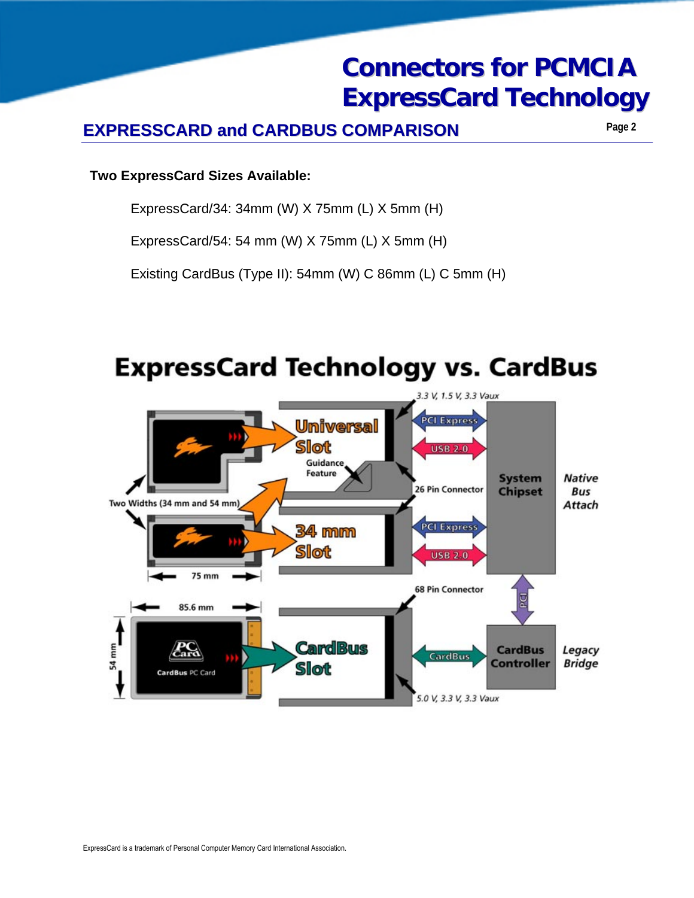## EXPRESSCARD and CARDBUS COMPARISON

**Two ExpressCard Sizes Available:**

ExpressCard/34: 34mm (W) X 75mm (L) X 5mm (H)

ExpressCard/54: 54 mm (W) X 75mm (L) X 5mm (H)

Existing CardBus (Type II): 54mm (W) C 86mm (L) C 5mm (H)

# ExpressCard Technology vs. CardBus

ExpressCard is a trademark of Personal Computer Memory Card International Association.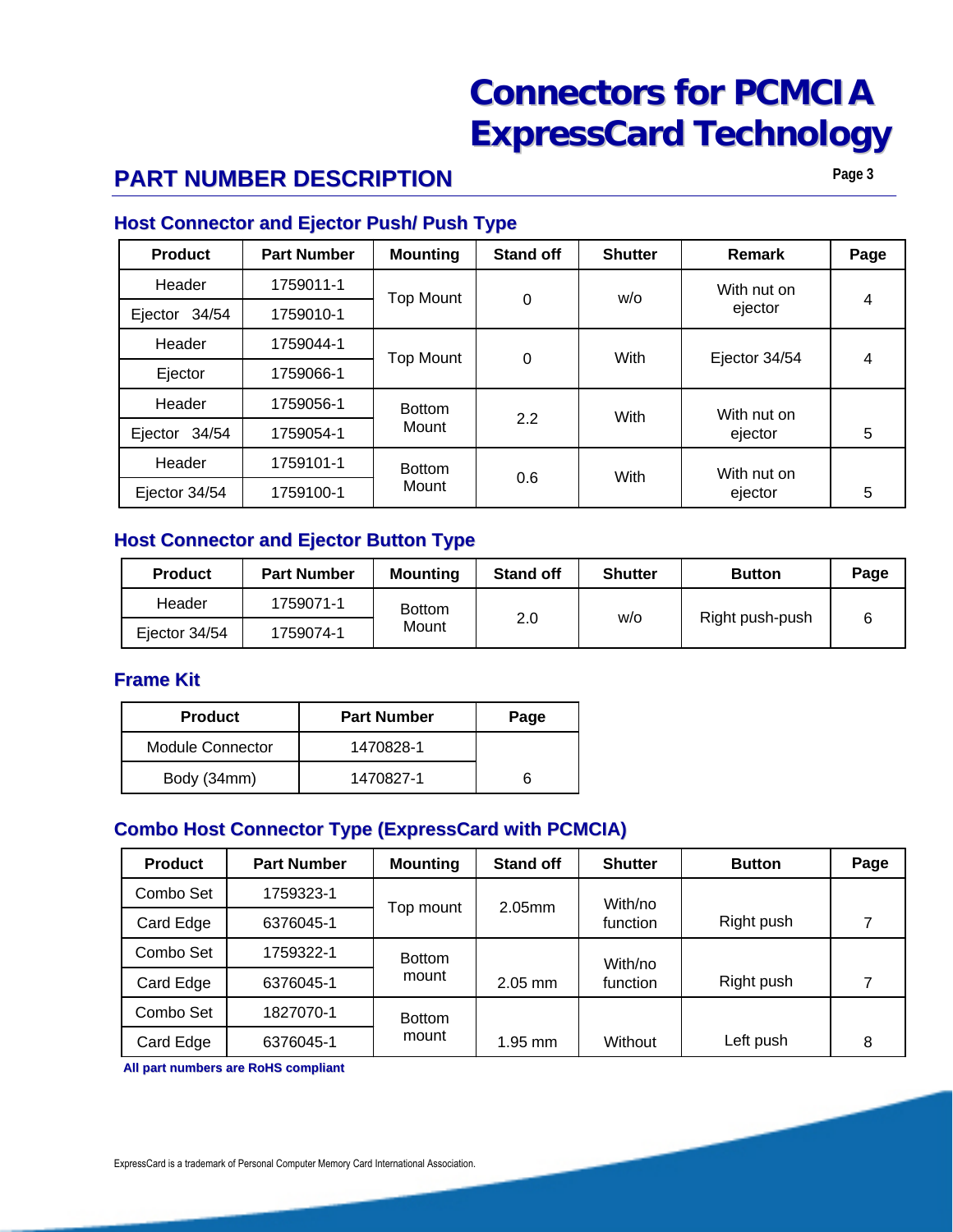# Connectors for PCMCIA ExpressCard Technology

## PART NUMBER DESCRIPTION

### Host Connector and Ejector Push/ Push Type

| Product | Part Number | Mounting | Stand off | Shutter | Remark | Page |
|---|---|---|---|---|---|---|
| Header | 1759011-1 | Top Mount | 0 | w/o | With nut on ejector | 4 |
| Ejector 34/54 | 1759010-1 | | | | | |
| Header | 1759044-1 | Top Mount | 0 | With | Ejector 34/54 | 4 |
| Ejector | 1759066-1 | | | | | |
| Header | 1759056-1 | Bottom Mount | 2.2 | With | With nut on ejector | 5 |
| Ejector 34/54 | 1759054-1 | | | | | |
| Header | 1759101-1 | Bottom Mount | 0.6 | With | With nut on ejector | 5 |
| Ejector 34/54 | 1759100-1 | | | | | |

### Host Connector and Ejector Button Type

| Product | Part Number | Mounting | Stand off | Shutter | Button | Page |
|---|---|---|---|---|---|---|
| Header | 1759071-1 | Bottom Mount | 2.0 | w/o | Right push-push | 6 |
| Ejector 34/54 | 1759074-1 | | | | | |

### Frame Kit

| Product | Part Number | Page |
|---|---|---|
| Module Connector | 1470828-1 | 6 |
| Body (34mm) | 1470827-1 | |

### Combo Host Connector Type (ExpressCard with PCMCIA)

| Product | Part Number | Mounting | Stand off | Shutter | Button | Page |
|---|---|---|---|---|---|---|
| Combo Set | 1759323-1 | Top mount | 2.05mm | With/no function | Right push | 7 |
| Card Edge | 6376045-1 | | | | | |
| Combo Set | 1759322-1 | Bottom mount | 2.05 mm | With/no function | Right push | 7 |
| Card Edge | 6376045-1 | | | | | |
| Combo Set | 1827070-1 | Bottom mount | 1.95 mm | Without | Left push | 8 |
| Card Edge | 6376045-1 | | | | | |

**All part numbers are RoHS compliant**

ExpressCard is a trademark of Personal Computer Memory Card International Association.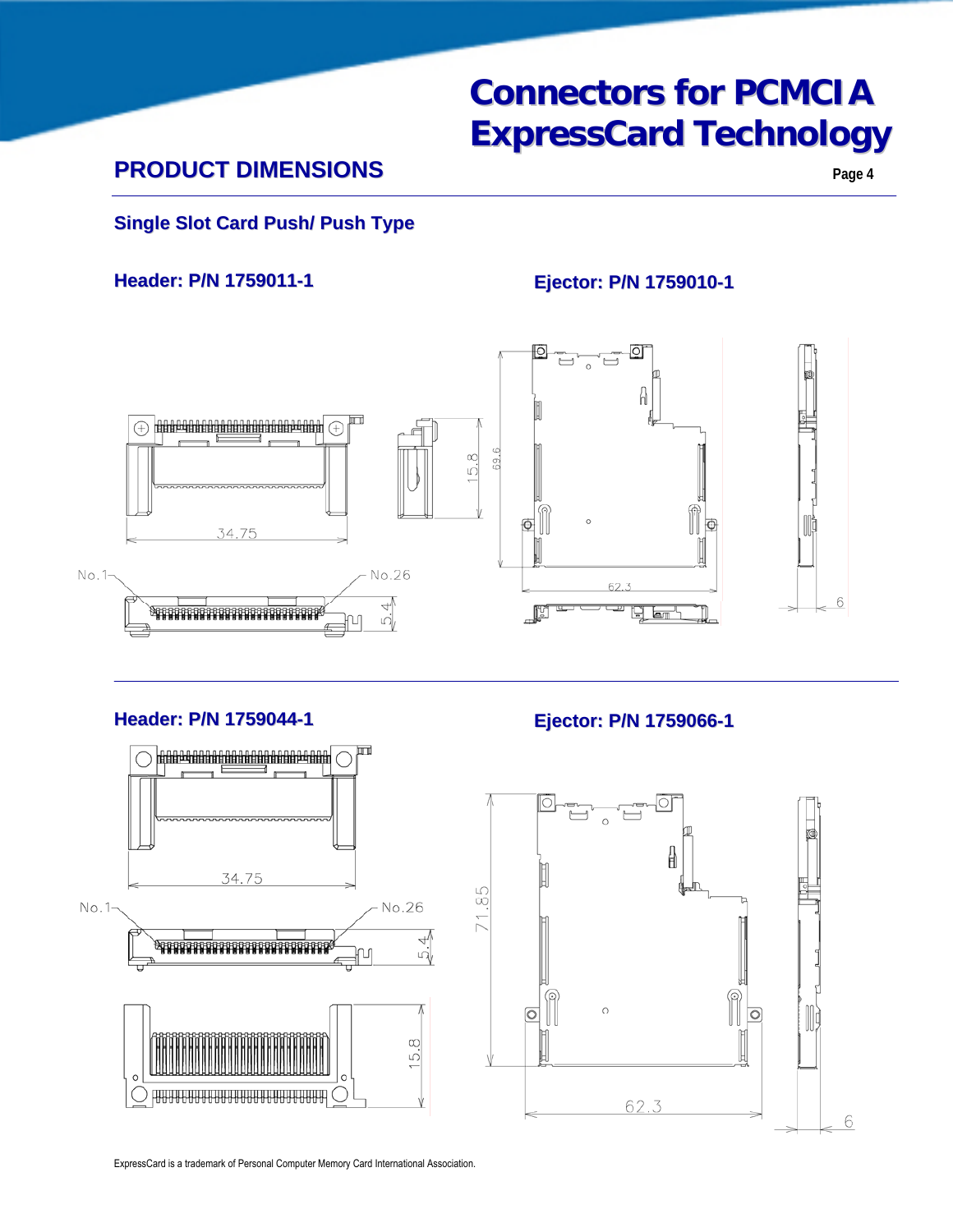# Connectors for PCMCIA ExpressCard Technology

## PRODUCT DIMENSIONS

### Single Slot Card Push/ Push Type

**Header: P/N 1759011-1**

**Ejector: P/N 1759010-1**

34.75

No.1

No.26

5.4

15.8

69.6

62.3

6

**Header: P/N 1759044-1**

**Ejector: P/N 1759066-1**

34.75

No.1

No.26

5.4

15.8

71.85

62.3

6

ExpressCard is a trademark of Personal Computer Memory Card International Association.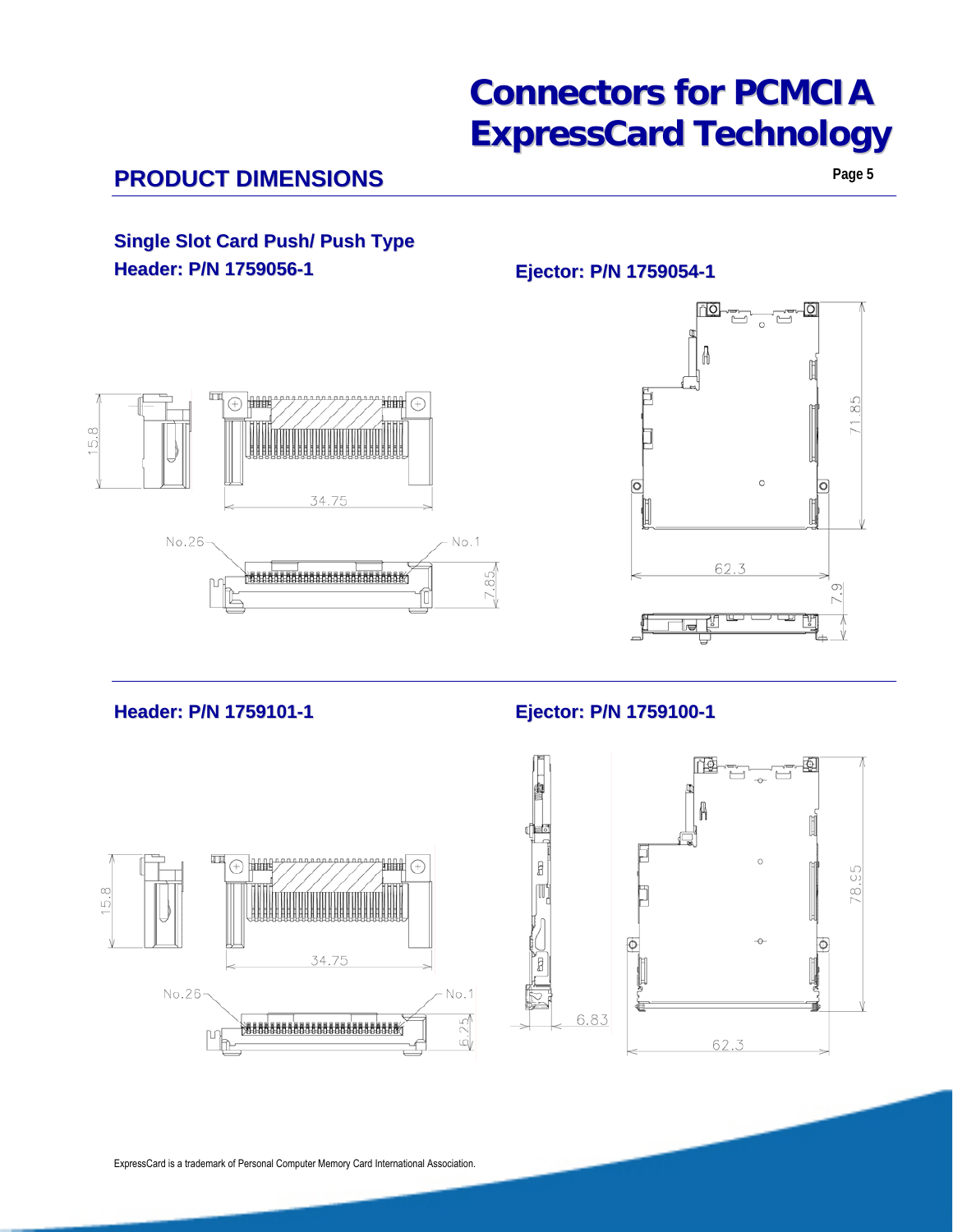# Connectors for PCMCIA ExpressCard Technology

## PRODUCT DIMENSIONS

### Single Slot Card Push/ Push Type

**Header: P/N 1759056-1**

15.8

34.75

No.26

No.1

7.85

**Ejector: P/N 1759054-1**

71.85

62.3

7.9

**Header: P/N 1759101-1**

15.8

34.75

No.26

No.1

6.25

**Ejector: P/N 1759100-1**

78.95

6.83

62.3

ExpressCard is a trademark of Personal Computer Memory Card International Association.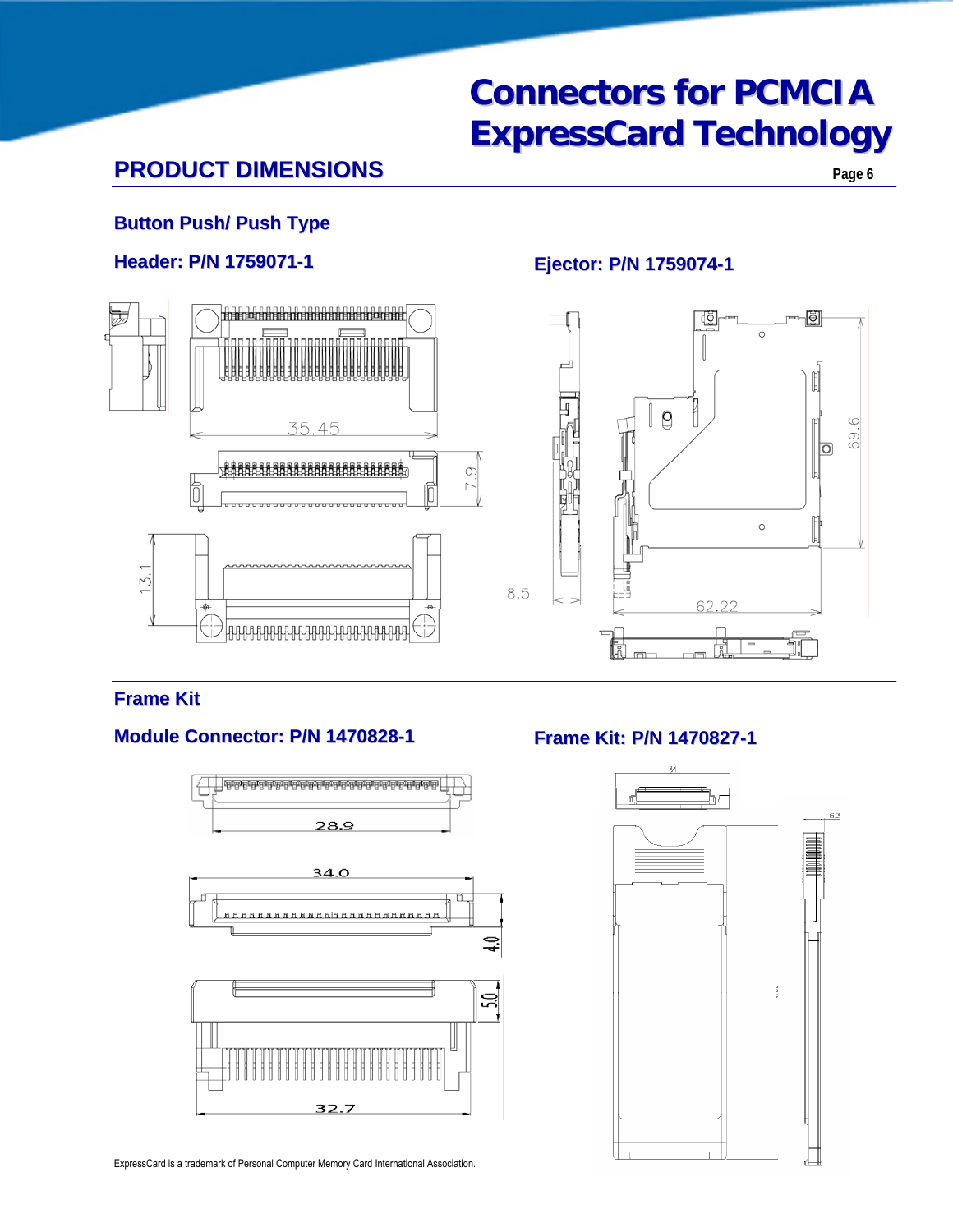## PRODUCT DIMENSIONS

### Button Push/ Push Type

**Header: P/N 1759071-1**

35.45

7.9

13.1

**Ejector: P/N 1759074-1**

69.6

8.5

62.22

### Frame Kit

**Module Connector: P/N 1470828-1**

28.9

34.0

4.0

5.0

32.7

**Frame Kit: P/N 1470827-1**

34

6.3

ExpressCard is a trademark of Personal Computer Memory Card International Association.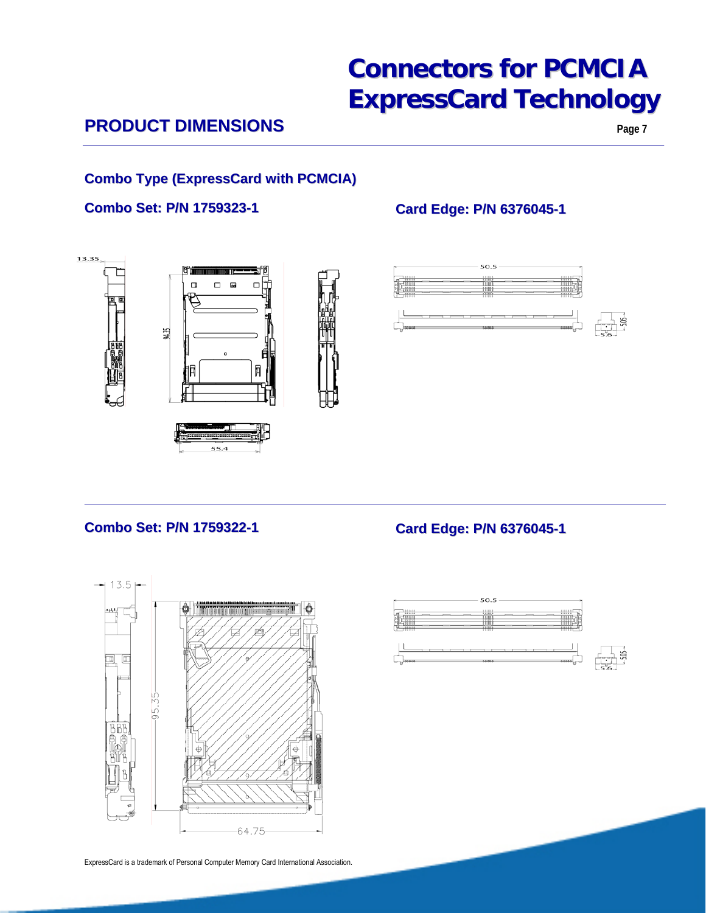## PRODUCT DIMENSIONS

### Combo Type (ExpressCard with PCMCIA)

**Combo Set: P/N 1759323-1**

**Card Edge: P/N 6376045-1**

13.35

94.35

55.4

50.5

5.05

5.6

**Combo Set: P/N 1759322-1**

**Card Edge: P/N 6376045-1**

13.5

95.35

64.75

50.5

5.05

5.6

ExpressCard is a trademark of Personal Computer Memory Card International Association.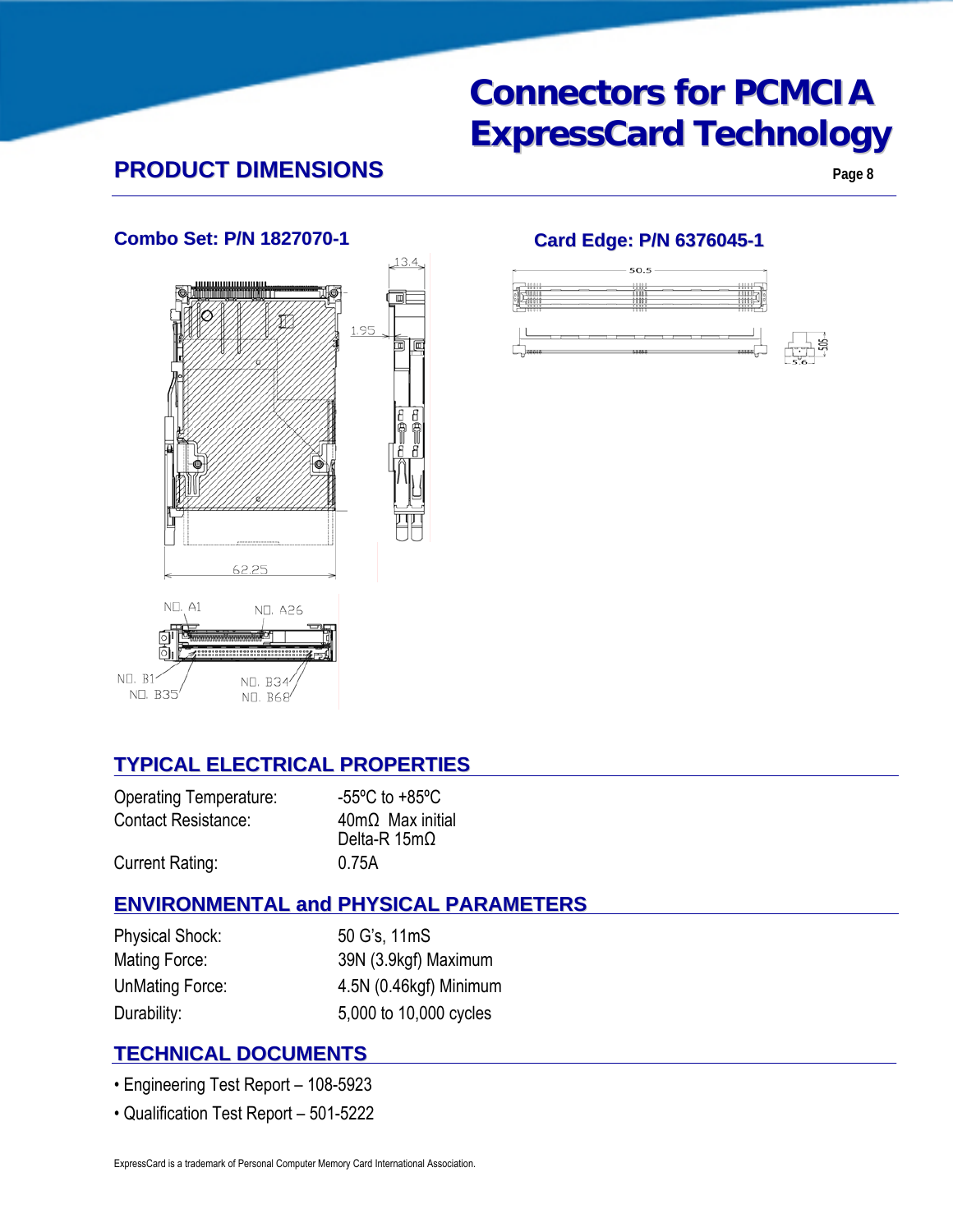# Connectors for PCMCIA ExpressCard Technology

## PRODUCT DIMENSIONS

### Combo Set: P/N 1827070-1

### Card Edge: P/N 6376045-1

## TYPICAL ELECTRICAL PROPERTIES

| | |
|---|---|
| Operating Temperature: | -55ºC to +85ºC |
| Contact Resistance: | 40mΩ Max initial<br>Delta-R 15mΩ |
| Current Rating: | 0.75A |

## ENVIRONMENTAL and PHYSICAL PARAMETERS

| | |
|---|---|
| Physical Shock: | 50 G's, 11mS |
| Mating Force: | 39N (3.9kgf) Maximum |
| UnMating Force: | 4.5N (0.46kgf) Minimum |
| Durability: | 5,000 to 10,000 cycles |

## TECHNICAL DOCUMENTS

- Engineering Test Report – 108-5923
- Qualification Test Report – 501-5222

ExpressCard is a trademark of Personal Computer Memory Card International Association.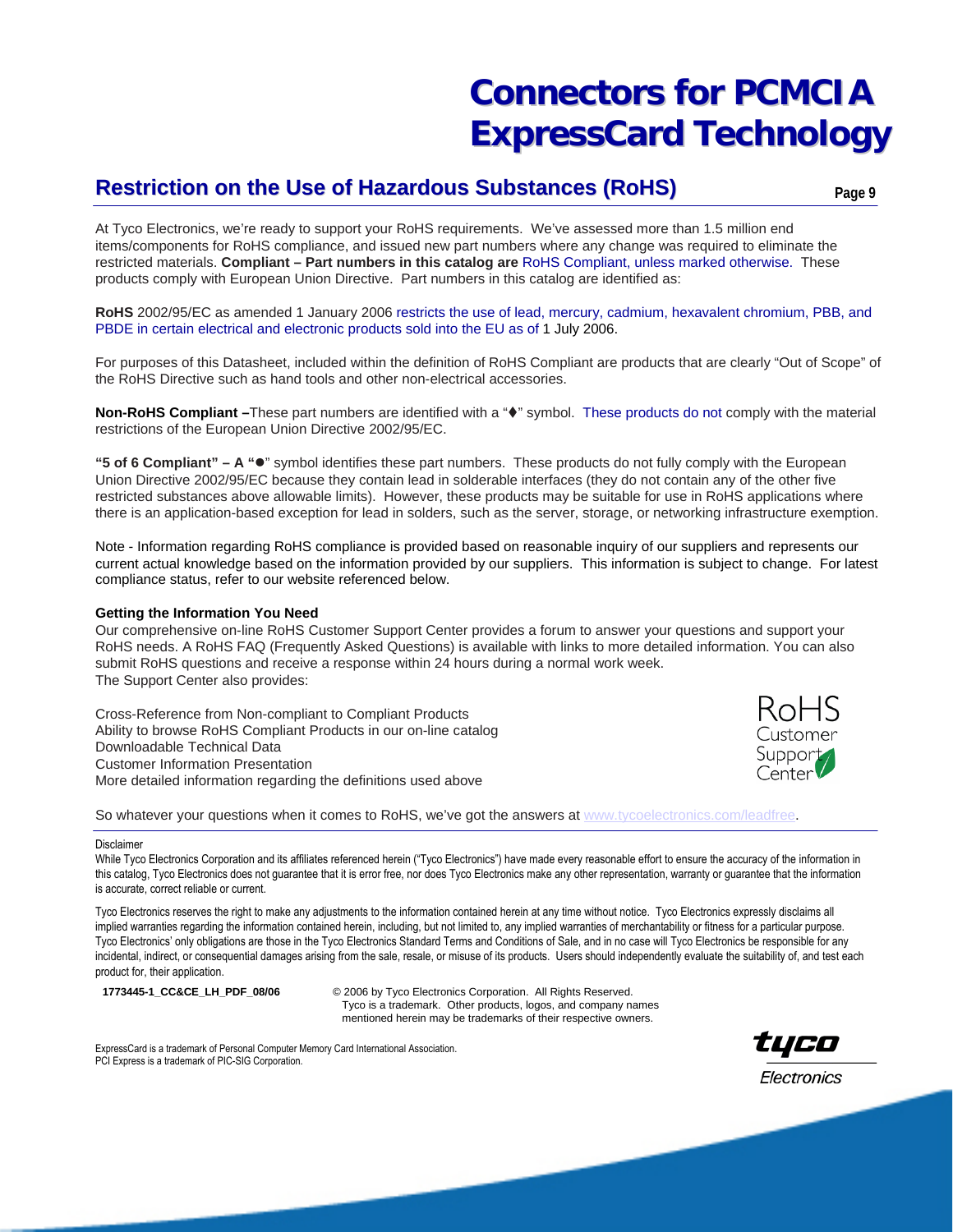# Connectors for PCMCIA ExpressCard Technology

## Restriction on the Use of Hazardous Substances (RoHS)

At Tyco Electronics, we're ready to support your RoHS requirements. We've assessed more than 1.5 million end items/components for RoHS compliance, and issued new part numbers where any change was required to eliminate the restricted materials. **Compliant – Part numbers in this catalog are** RoHS Compliant, unless marked otherwise. These products comply with European Union Directive. Part numbers in this catalog are identified as:

**RoHS** 2002/95/EC as amended 1 January 2006 restricts the use of lead, mercury, cadmium, hexavalent chromium, PBB, and PBDE in certain electrical and electronic products sold into the EU as of 1 July 2006.

For purposes of this Datasheet, included within the definition of RoHS Compliant are products that are clearly "Out of Scope" of the RoHS Directive such as hand tools and other non-electrical accessories.

**Non-RoHS Compliant –**These part numbers are identified with a "♦" symbol. These products do not comply with the material restrictions of the European Union Directive 2002/95/EC.

**"5 of 6 Compliant" – A "●"** symbol identifies these part numbers. These products do not fully comply with the European Union Directive 2002/95/EC because they contain lead in solderable interfaces (they do not contain any of the other five restricted substances above allowable limits). However, these products may be suitable for use in RoHS applications where there is an application-based exception for lead in solders, such as the server, storage, or networking infrastructure exemption.

Note - Information regarding RoHS compliance is provided based on reasonable inquiry of our suppliers and represents our current actual knowledge based on the information provided by our suppliers. This information is subject to change. For latest compliance status, refer to our website referenced below.

**Getting the Information You Need**

Our comprehensive on-line RoHS Customer Support Center provides a forum to answer your questions and support your RoHS needs. A RoHS FAQ (Frequently Asked Questions) is available with links to more detailed information. You can also submit RoHS questions and receive a response within 24 hours during a normal work week.
The Support Center also provides:

Cross-Reference from Non-compliant to Compliant Products
Ability to browse RoHS Compliant Products in our on-line catalog
Downloadable Technical Data
Customer Information Presentation
More detailed information regarding the definitions used above

RoHS Customer Support Center

So whatever your questions when it comes to RoHS, we've got the answers at www.tycoelectronics.com/leadfree.

Disclaimer

While Tyco Electronics Corporation and its affiliates referenced herein ("Tyco Electronics") have made every reasonable effort to ensure the accuracy of the information in this catalog, Tyco Electronics does not guarantee that it is error free, nor does Tyco Electronics make any other representation, warranty or guarantee that the information is accurate, correct reliable or current.

Tyco Electronics reserves the right to make any adjustments to the information contained herein at any time without notice. Tyco Electronics expressly disclaims all implied warranties regarding the information contained herein, including, but not limited to, any implied warranties of merchantability or fitness for a particular purpose. Tyco Electronics' only obligations are those in the Tyco Electronics Standard Terms and Conditions of Sale, and in no case will Tyco Electronics be responsible for any incidental, indirect, or consequential damages arising from the sale, resale, or misuse of its products. Users should independently evaluate the suitability of, and test each product for, their application.

**1773445-1_CC&CE_LH_PDF_08/06**

© 2006 by Tyco Electronics Corporation. All Rights Reserved.
Tyco is a trademark. Other products, logos, and company names mentioned herein may be trademarks of their respective owners.

ExpressCard is a trademark of Personal Computer Memory Card International Association.
PCI Express is a trademark of PIC-SIG Corporation.

tyco Electronics